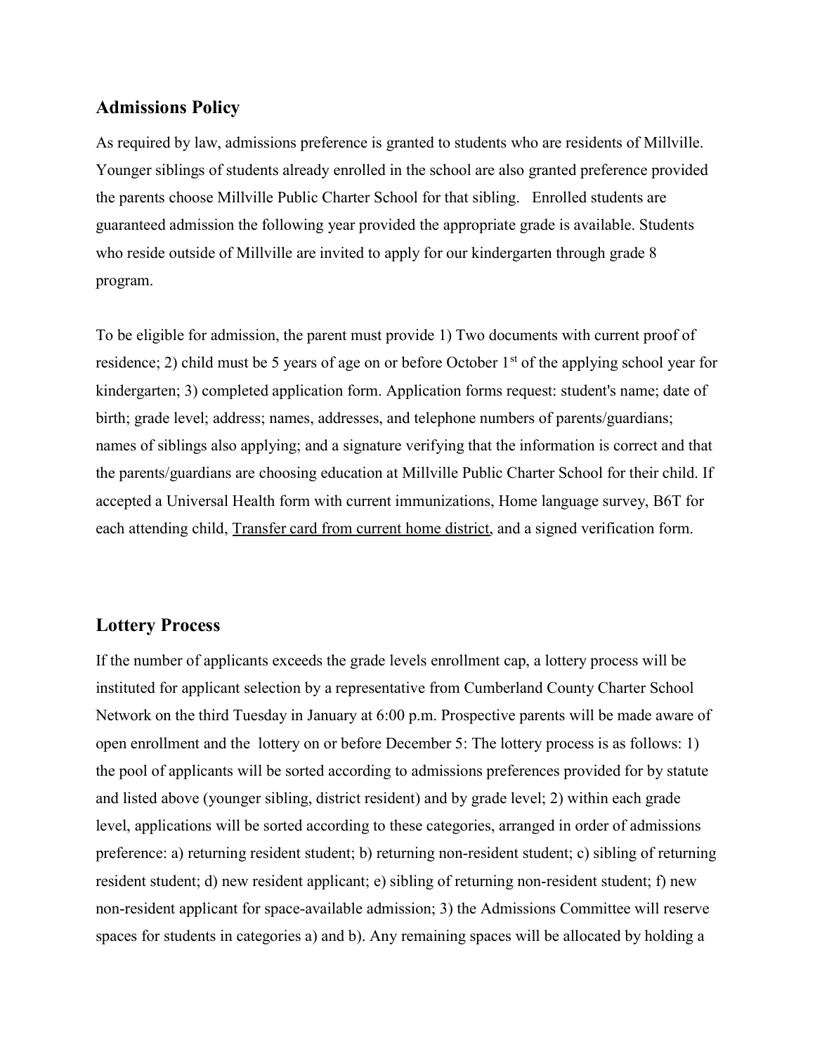## Admissions Policy

As required by law, admissions preference is granted to students who are residents of Millville. Younger siblings of students already enrolled in the school are also granted preference provided the parents choose Millville Public Charter School for that sibling. Enrolled students are guaranteed admission the following year provided the appropriate grade is available. Students who reside outside of Millville are invited to apply for our kindergarten through grade 8 program.

To be eligible for admission, the parent must provide 1) Two documents with current proof of residence; 2) child must be 5 years of age on or before October 1st of the applying school year for kindergarten; 3) completed application form. Application forms request: student's name; date of birth; grade level; address; names, addresses, and telephone numbers of parents/guardians; names of siblings also applying; and a signature verifying that the information is correct and that the parents/guardians are choosing education at Millville Public Charter School for their child. If accepted a Universal Health form with current immunizations, Home language survey, B6T for each attending child, Transfer card from current home district, and a signed verification form.

## Lottery Process

If the number of applicants exceeds the grade levels enrollment cap, a lottery process will be instituted for applicant selection by a representative from Cumberland County Charter School Network on the third Tuesday in January at 6:00 p.m. Prospective parents will be made aware of open enrollment and the lottery on or before December 5: The lottery process is as follows: 1) the pool of applicants will be sorted according to admissions preferences provided for by statute and listed above (younger sibling, district resident) and by grade level; 2) within each grade level, applications will be sorted according to these categories, arranged in order of admissions preference: a) returning resident student; b) returning non-resident student; c) sibling of returning resident student; d) new resident applicant; e) sibling of returning non-resident student; f) new non-resident applicant for space-available admission; 3) the Admissions Committee will reserve spaces for students in categories a) and b). Any remaining spaces will be allocated by holding a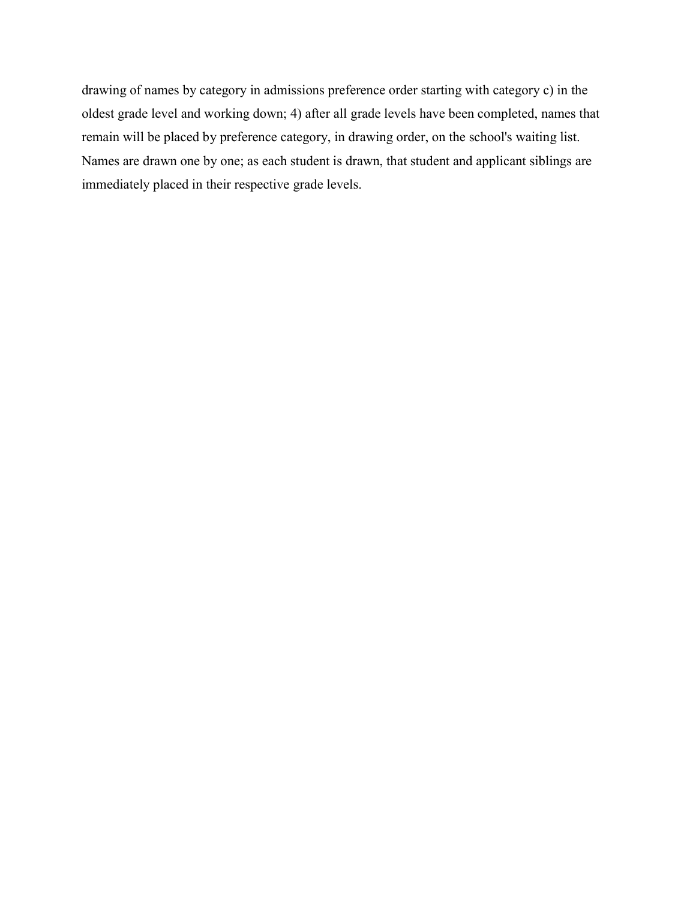drawing of names by category in admissions preference order starting with category c) in the oldest grade level and working down; 4) after all grade levels have been completed, names that remain will be placed by preference category, in drawing order, on the school's waiting list. Names are drawn one by one; as each student is drawn, that student and applicant siblings are immediately placed in their respective grade levels.